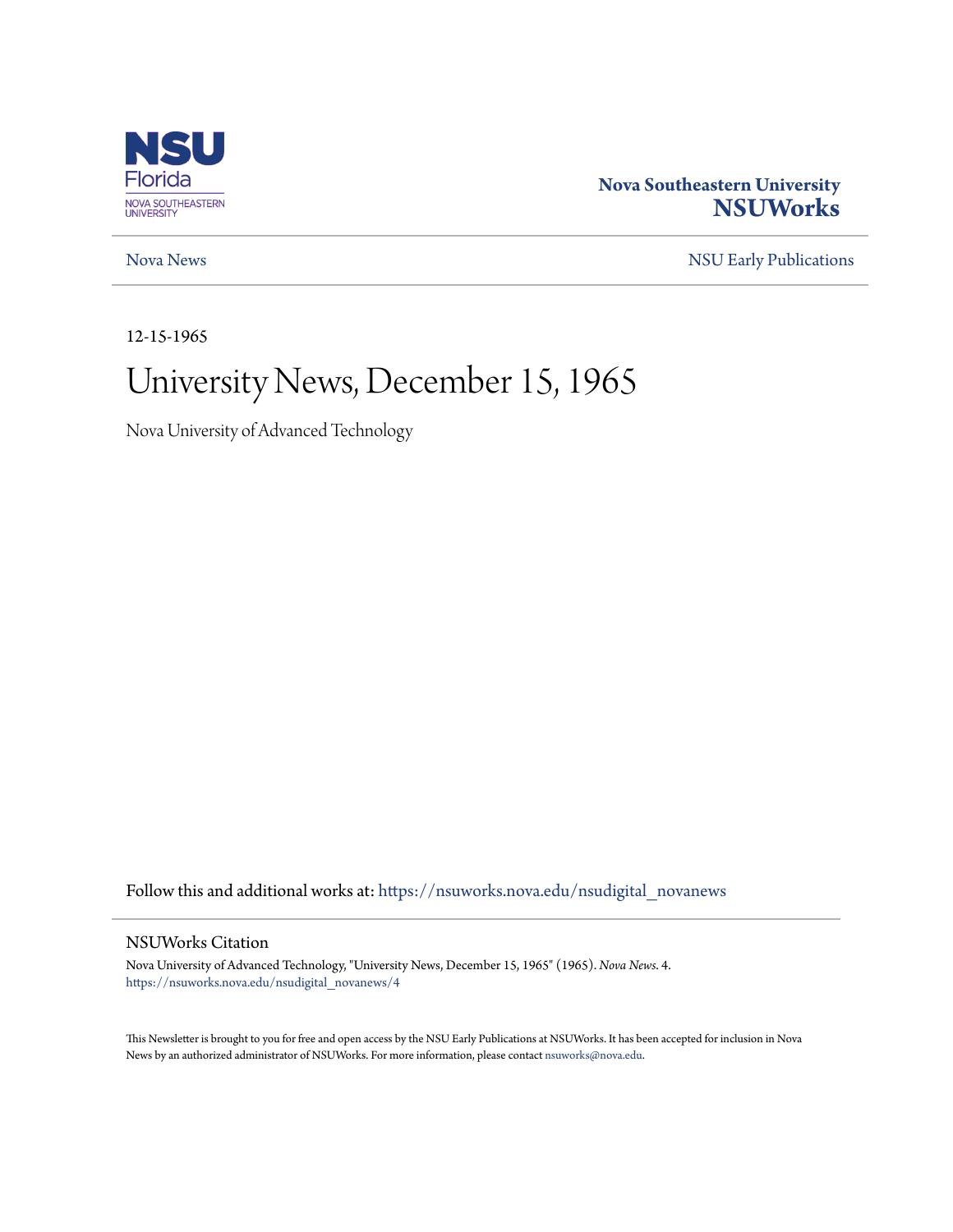Nova Southeastern University
**NSUWorks**

Nova News | NSU Early Publications

12-15-1965

# University News, December 15, 1965

Nova University of Advanced Technology

Follow this and additional works at: https://nsuworks.nova.edu/nsudigital_novanews

## NSUWorks Citation

Nova University of Advanced Technology, "University News, December 15, 1965" (1965). *Nova News*. 4.
https://nsuworks.nova.edu/nsudigital_novanews/4

This Newsletter is brought to you for free and open access by the NSU Early Publications at NSUWorks. It has been accepted for inclusion in Nova News by an authorized administrator of NSUWorks. For more information, please contact nsuworks@nova.edu.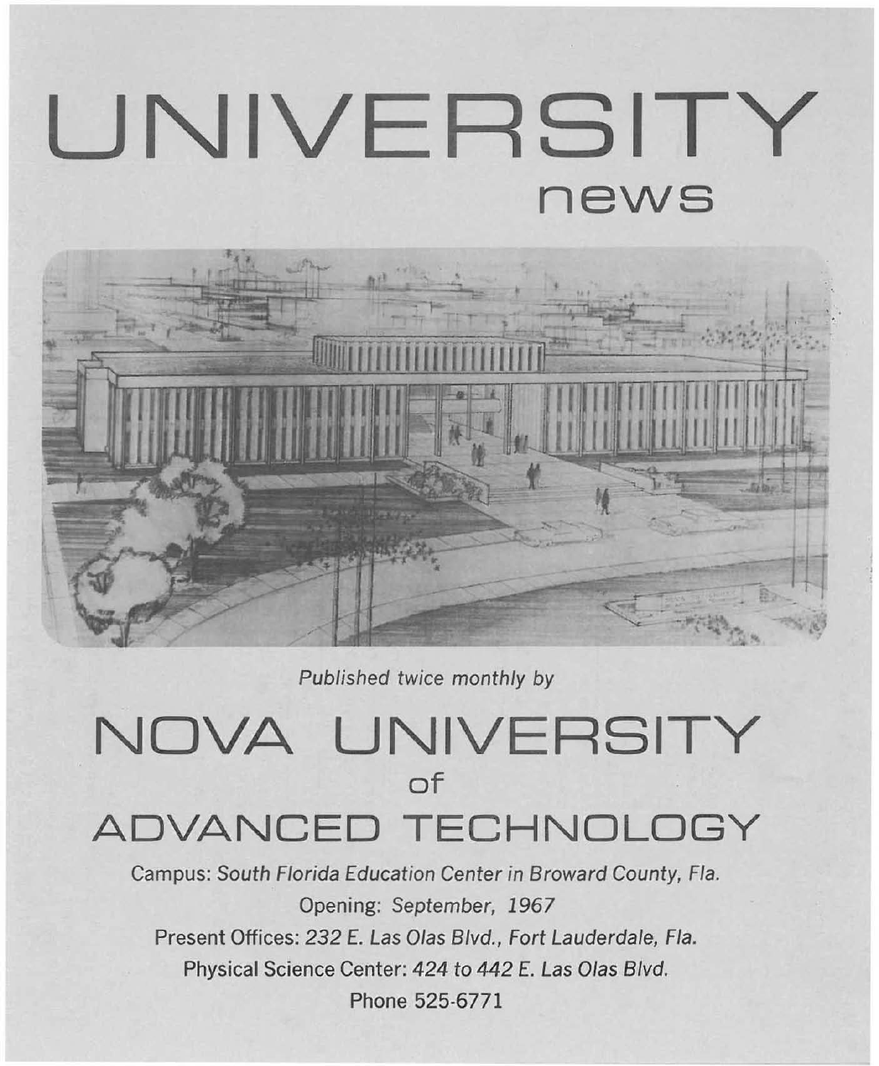# UNIVERSITY

## news

*Published twice monthly by*

# NOVA UNIVERSITY

## of

# ADVANCED TECHNOLOGY

Campus: *South Florida Education Center in Broward County, Fla.*

Opening: *September, 1967*

Present Offices: *232 E. Las Olas Blvd., Fort Lauderdale, Fla.*

Physical Science Center: *424 to 442 E. Las Olas Blvd.*

Phone 525-6771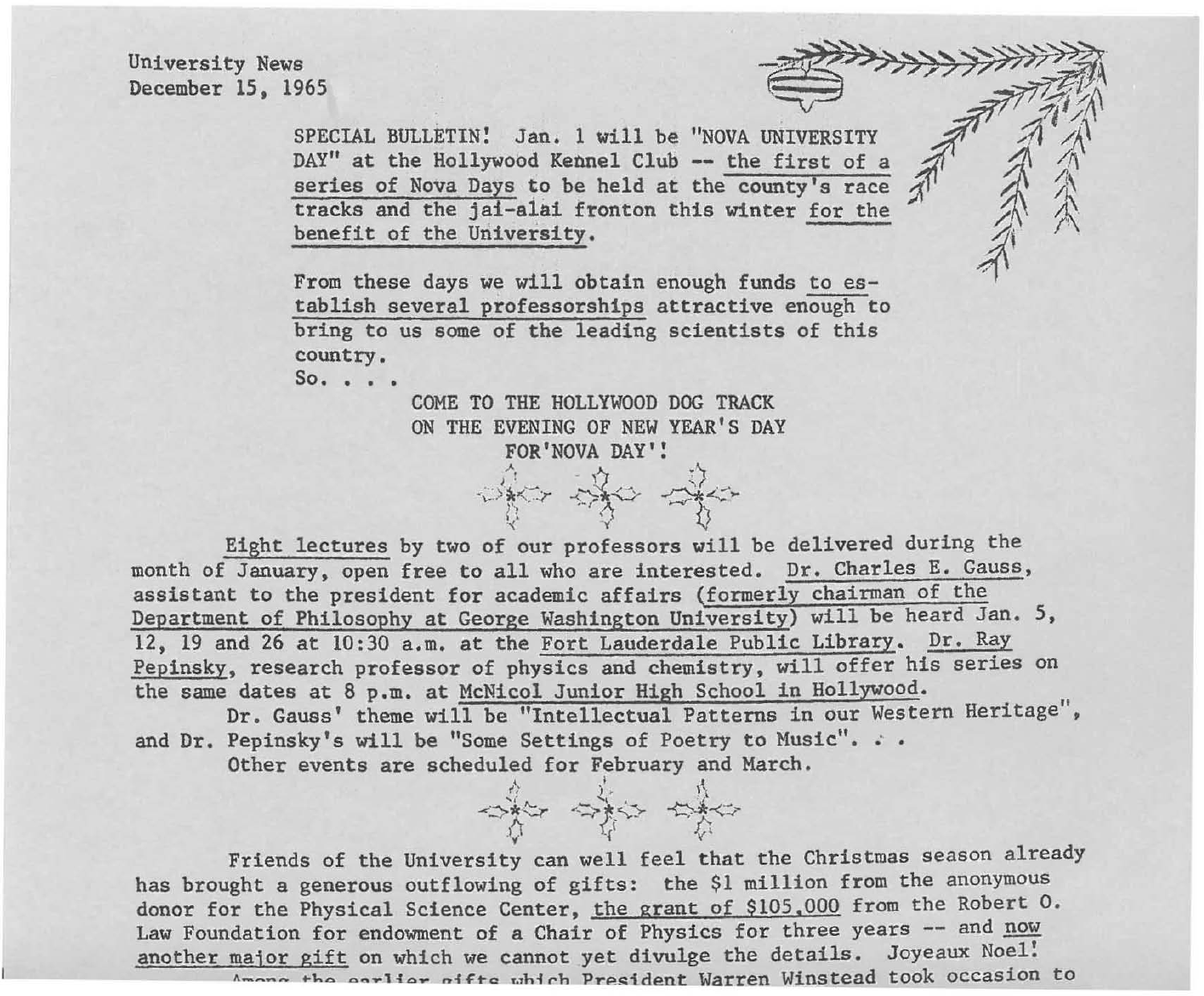University News
December 15, 1965

SPECIAL BULLETIN! Jan. 1 will be "NOVA UNIVERSITY DAY" at the Hollywood Kennel Club -- the first of a series of Nova Days to be held at the county's race tracks and the jai-alai fronton this winter for the benefit of the University.

From these days we will obtain enough funds to establish several professorships attractive enough to bring to us some of the leading scientists of this country.

So. . . .

COME TO THE HOLLYWOOD DOG TRACK
ON THE EVENING OF NEW YEAR'S DAY
FOR'NOVA DAY'!

Eight lectures by two of our professors will be delivered during the month of January, open free to all who are interested. Dr. Charles E. Gauss, assistant to the president for academic affairs (formerly chairman of the Department of Philosophy at George Washington University) will be heard Jan. 5, 12, 19 and 26 at 10:30 a.m. at the Fort Lauderdale Public Library. Dr. Ray Pepinsky, research professor of physics and chemistry, will offer his series on the same dates at 8 p.m. at McNicol Junior High School in Hollywood.

Dr. Gauss' theme will be "Intellectual Patterns in our Western Heritage", and Dr. Pepinsky's will be "Some Settings of Poetry to Music". . .

Other events are scheduled for February and March.

Friends of the University can well feel that the Christmas season already has brought a generous outflowing of gifts: the $1 million from the anonymous donor for the Physical Science Center, the grant of $105,000 from the Robert O. Law Foundation for endowment of a Chair of Physics for three years -- and now another major gift on which we cannot yet divulge the details. Joyeaux Noel!

Among the earlier gifts which President Warren Winstead took occasion to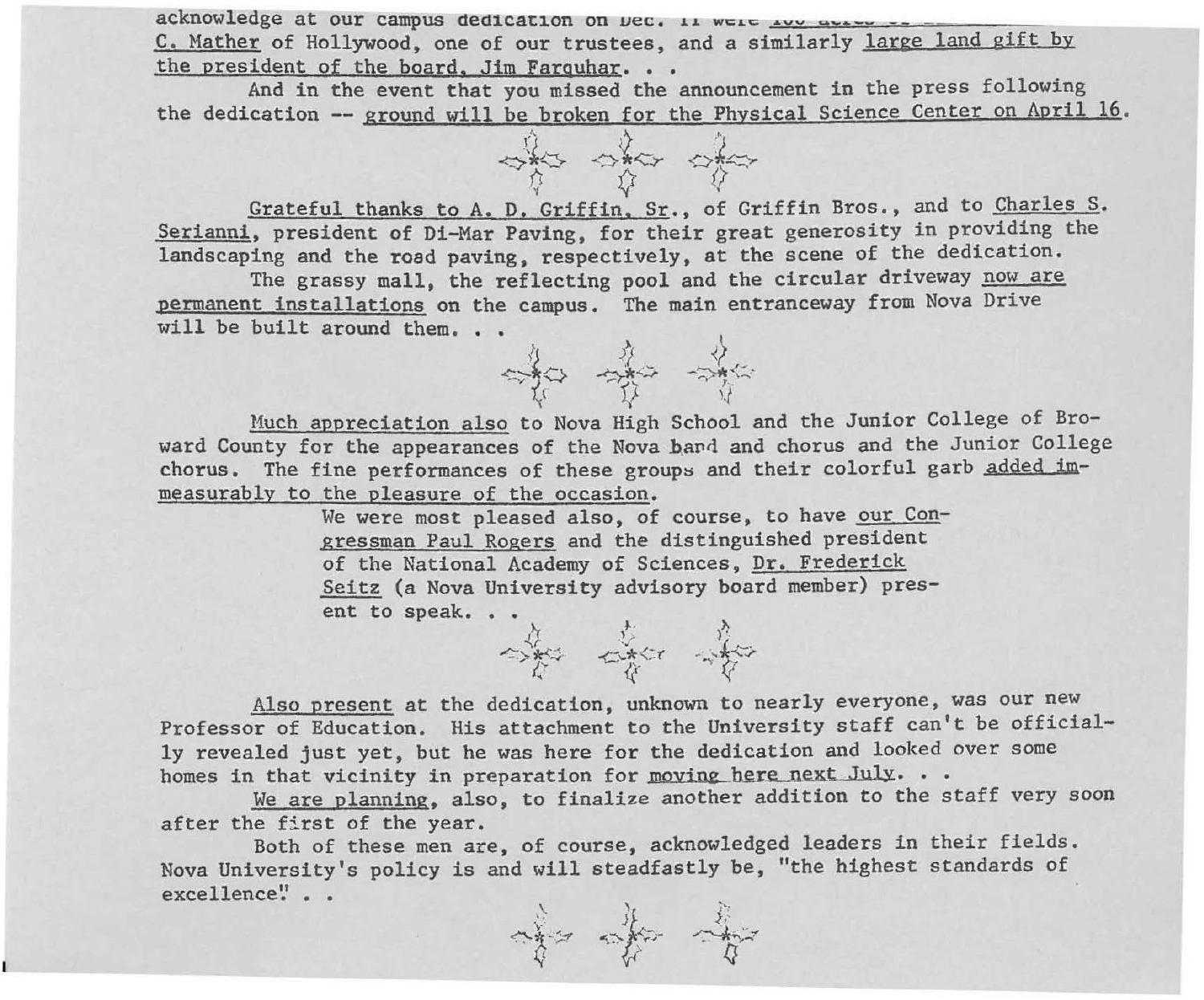acknowledge at our campus dedication on Dec. 11 were 100 acres of ... C. Mather of Hollywood, one of our trustees, and a similarly large land gift by the president of the board, Jim Farquhar. . .

And in the event that you missed the announcement in the press following the dedication -- ground will be broken for the Physical Science Center on April 16.

Grateful thanks to A. D. Griffin, Sr., of Griffin Bros., and to Charles S. Serianni, president of Di-Mar Paving, for their great generosity in providing the landscaping and the road paving, respectively, at the scene of the dedication.

The grassy mall, the reflecting pool and the circular driveway now are permanent installations on the campus. The main entranceway from Nova Drive will be built around them. . .

Much appreciation also to Nova High School and the Junior College of Broward County for the appearances of the Nova band and chorus and the Junior College chorus. The fine performances of these groups and their colorful garb added immeasurably to the pleasure of the occasion.

We were most pleased also, of course, to have our Congressman Paul Rogers and the distinguished president of the National Academy of Sciences, Dr. Frederick Seitz (a Nova University advisory board member) present to speak. . .

Also present at the dedication, unknown to nearly everyone, was our new Professor of Education. His attachment to the University staff can't be officially revealed just yet, but he was here for the dedication and looked over some homes in that vicinity in preparation for moving here next July. . .

We are planning, also, to finalize another addition to the staff very soon after the first of the year.

Both of these men are, of course, acknowledged leaders in their fields. Nova University's policy is and will steadfastly be, "the highest standards of excellence." . .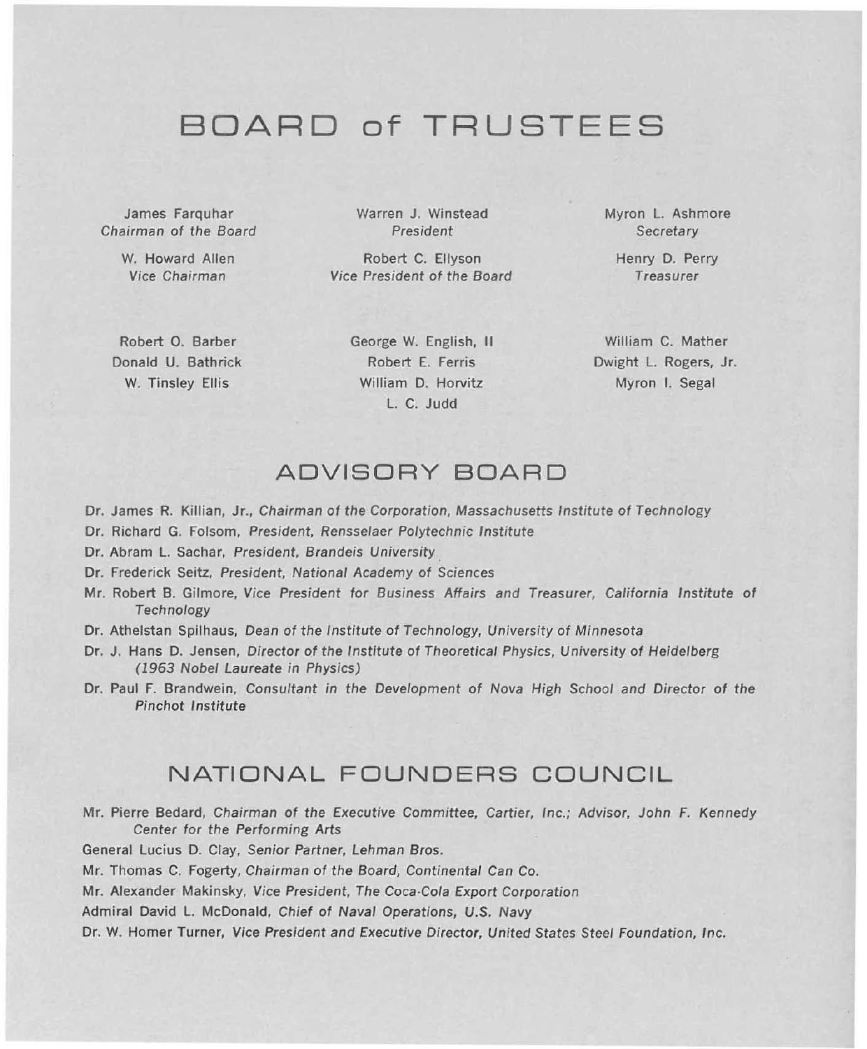# BOARD of TRUSTEES

James Farquhar
*Chairman of the Board*

W. Howard Allen
*Vice Chairman*

Warren J. Winstead
*President*

Robert C. Ellyson
*Vice President of the Board*

Myron L. Ashmore
*Secretary*

Henry D. Perry
*Treasurer*

Robert O. Barber
Donald U. Bathrick
W. Tinsley Ellis

George W. English, II
Robert E. Ferris
William D. Horvitz
L. C. Judd

William C. Mather
Dwight L. Rogers, Jr.
Myron I. Segal

## ADVISORY BOARD

Dr. James R. Killian, Jr., *Chairman of the Corporation, Massachusetts Institute of Technology*

Dr. Richard G. Folsom, *President, Rensselaer Polytechnic Institute*

Dr. Abram L. Sachar, *President, Brandeis University*

Dr. Frederick Seitz, *President, National Academy of Sciences*

Mr. Robert B. Gilmore, *Vice President for Business Affairs and Treasurer, California Institute of Technology*

Dr. Athelstan Spilhaus, *Dean of the Institute of Technology, University of Minnesota*

Dr. J. Hans D. Jensen, *Director of the Institute of Theoretical Physics, University of Heidelberg (1963 Nobel Laureate in Physics)*

Dr. Paul F. Brandwein, *Consultant in the Development of Nova High School and Director of the Pinchot Institute*

## NATIONAL FOUNDERS COUNCIL

Mr. Pierre Bedard, *Chairman of the Executive Committee, Cartier, Inc.; Advisor, John F. Kennedy Center for the Performing Arts*

General Lucius D. Clay, *Senior Partner, Lehman Bros.*

Mr. Thomas C. Fogerty, *Chairman of the Board, Continental Can Co.*

Mr. Alexander Makinsky, *Vice President, The Coca-Cola Export Corporation*

Admiral David L. McDonald, *Chief of Naval Operations, U.S. Navy*

Dr. W. Homer Turner, *Vice President and Executive Director, United States Steel Foundation, Inc.*